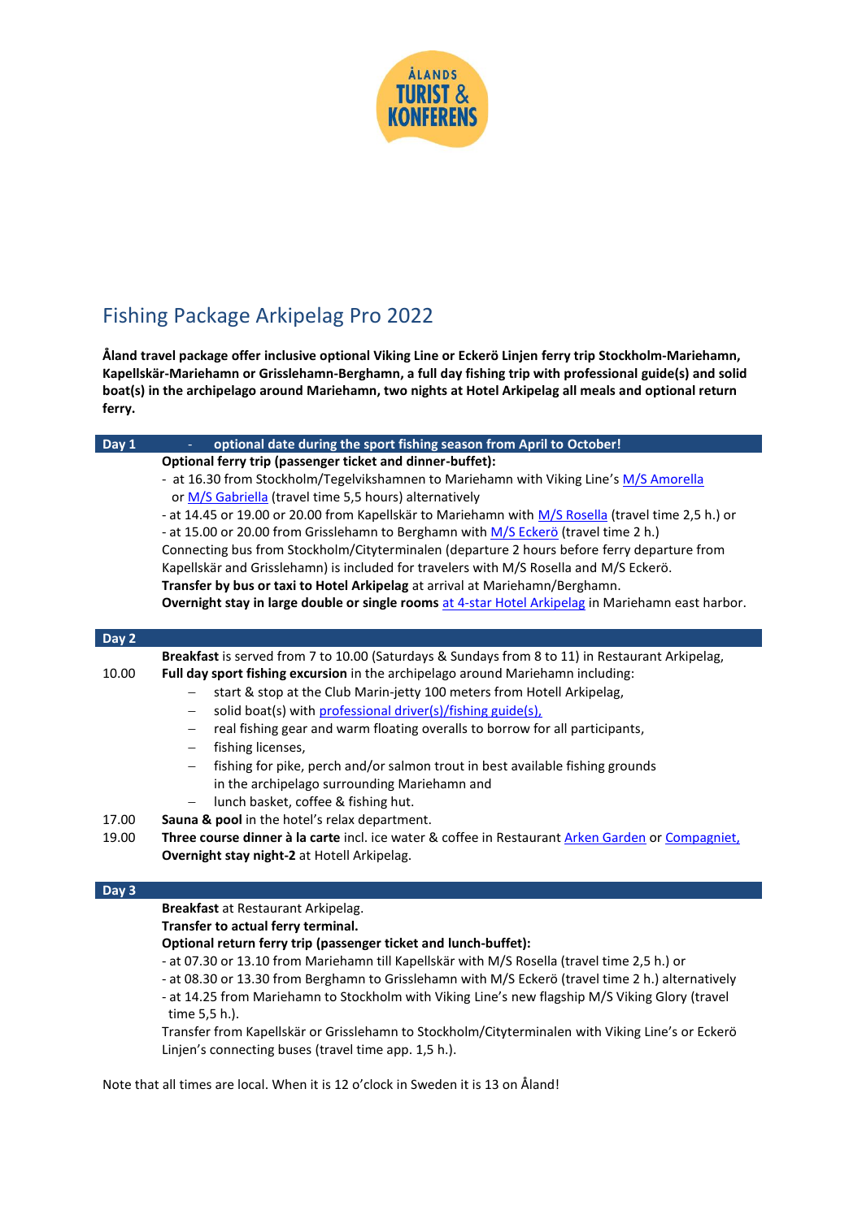# Fishing Package Arkipelag Pro 2022

**Åland travel package offer inclusive optional Viking Line or Eckerö Linjen ferry trip Stockholm-Mariehamn, Kapellskär-Mariehamn or Grisslehamn-Berghamn, a full day fishing trip with professional guide(s) and solid boat(s) in the archipelago around Mariehamn, two nights at Hotel Arkipelag all meals and optional return ferry.**

## Day 1 - optional date during the sport fishing season from April to October!

**Optional ferry trip (passenger ticket and dinner-buffet):**

- at 16.30 from Stockholm/Tegelvikshamnen to Mariehamn with Viking Line's M/S Amorella or M/S Gabriella (travel time 5,5 hours) alternatively
- at 14.45 or 19.00 or 20.00 from Kapellskär to Mariehamn with M/S Rosella (travel time 2,5 h.) or
- at 15.00 or 20.00 from Grisslehamn to Berghamn with M/S Eckerö (travel time 2 h.)

Connecting bus from Stockholm/Cityterminalen (departure 2 hours before ferry departure from Kapellskär and Grisslehamn) is included for travelers with M/S Rosella and M/S Eckerö.

**Transfer by bus or taxi to Hotel Arkipelag** at arrival at Mariehamn/Berghamn.

**Overnight stay in large double or single rooms** at 4-star Hotel Arkipelag in Mariehamn east harbor.

## Day 2

**Breakfast** is served from 7 to 10.00 (Saturdays & Sundays from 8 to 11) in Restaurant Arkipelag,

10.00 **Full day sport fishing excursion** in the archipelago around Mariehamn including:

- start & stop at the Club Marin-jetty 100 meters from Hotell Arkipelag,
- solid boat(s) with professional driver(s)/fishing guide(s),
- real fishing gear and warm floating overalls to borrow for all participants,
- fishing licenses,
- fishing for pike, perch and/or salmon trout in best available fishing grounds in the archipelago surrounding Mariehamn and
- lunch basket, coffee & fishing hut.

17.00 **Sauna & pool** in the hotel's relax department.

19.00 **Three course dinner à la carte** incl. ice water & coffee in Restaurant Arken Garden or Compagniet,

**Overnight stay night-2** at Hotell Arkipelag.

## Day 3

**Breakfast** at Restaurant Arkipelag.

**Transfer to actual ferry terminal.**

**Optional return ferry trip (passenger ticket and lunch-buffet):**

- at 07.30 or 13.10 from Mariehamn till Kapellskär with M/S Rosella (travel time 2,5 h.) or
- at 08.30 or 13.30 from Berghamn to Grisslehamn with M/S Eckerö (travel time 2 h.) alternatively
- at 14.25 from Mariehamn to Stockholm with Viking Line's new flagship M/S Viking Glory (travel time 5,5 h.).

Transfer from Kapellskär or Grisslehamn to Stockholm/Cityterminalen with Viking Line's or Eckerö Linjen's connecting buses (travel time app. 1,5 h.).

Note that all times are local. When it is 12 o'clock in Sweden it is 13 on Åland!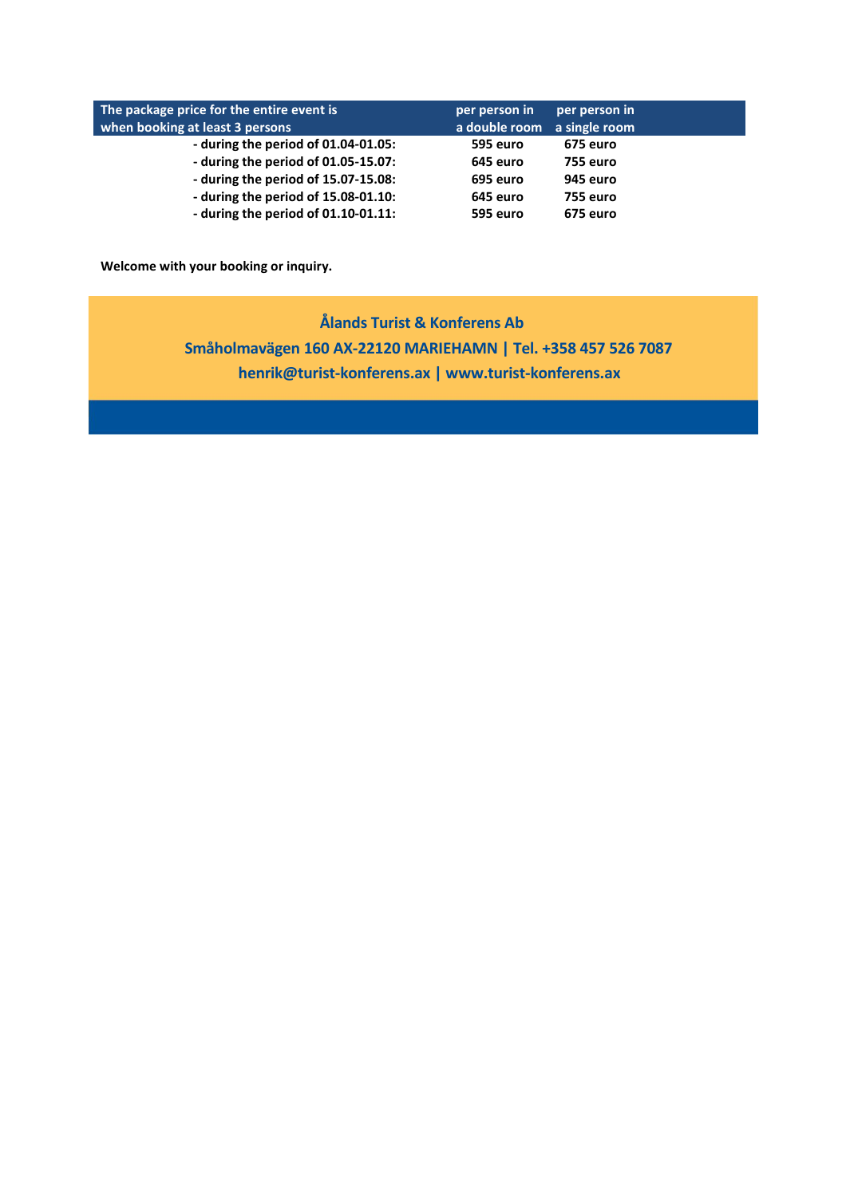| The package price for the entire event is when booking at least 3 persons | per person in a double room | per person in a single room |
| --- | --- | --- |
| - during the period of 01.04-01.05: | 595 euro | 675 euro |
| - during the period of 01.05-15.07: | 645 euro | 755 euro |
| - during the period of 15.07-15.08: | 695 euro | 945 euro |
| - during the period of 15.08-01.10: | 645 euro | 755 euro |
| - during the period of 01.10-01.11: | 595 euro | 675 euro |

**Welcome with your booking or inquiry.**

**Ålands Turist & Konferens Ab**

**Småholmavägen 160 AX-22120 MARIEHAMN | Tel. +358 457 526 7087**

**henrik@turist-konferens.ax | www.turist-konferens.ax**